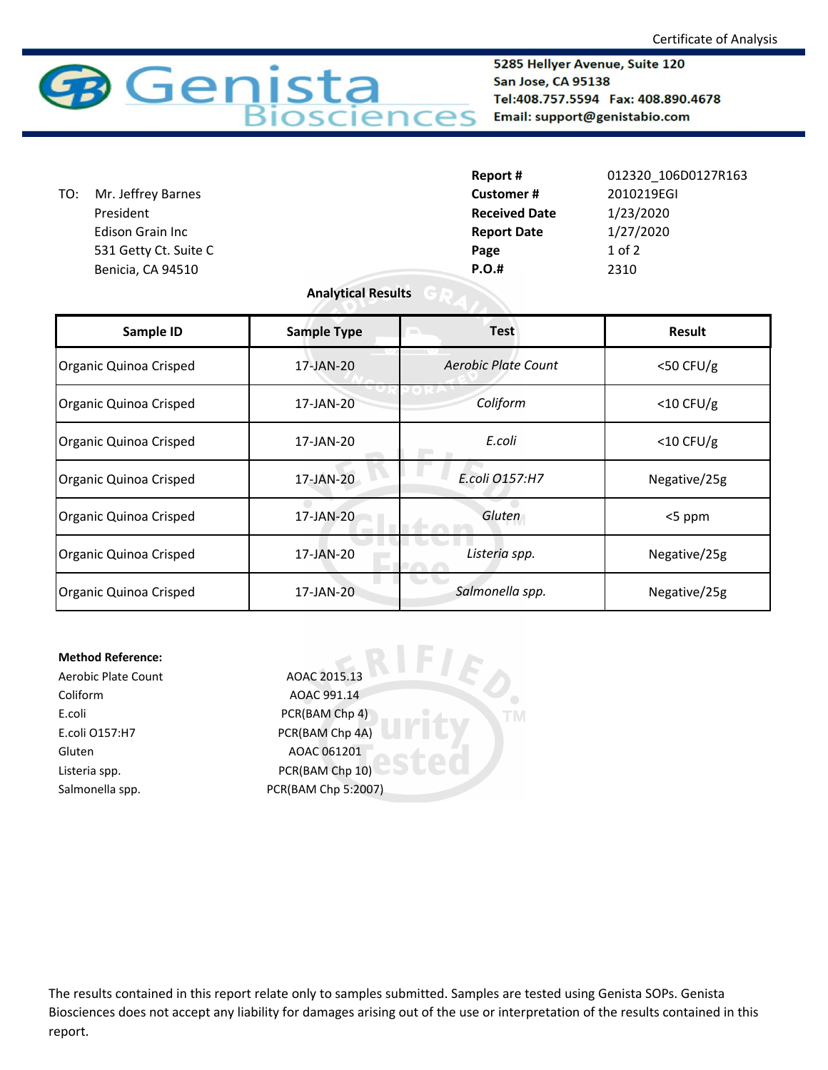Certificate of Analysis

**Genista Biosciences**

**5285 Hellyer Avenue, Suite 120**
**San Jose, CA 95138**
**Tel:408.757.5594 Fax: 408.890.4678**
**Email: support@genistabio.com**

TO: Mr. Jeffrey Barnes
President
Edison Grain Inc
531 Getty Ct. Suite C
Benicia, CA 94510

| | |
|---|---|
| **Report #** | 012320_106D0127R163 |
| **Customer #** | 2010219EGI |
| **Received Date** | 1/23/2020 |
| **Report Date** | 1/27/2020 |
| **Page** | 1 of 2 |
| **P.O.#** | 2310 |

**Analytical Results**

| Sample ID | Sample Type | Test | Result |
|---|---|---|---|
| Organic Quinoa Crisped | 17-JAN-20 | *Aerobic Plate Count* | <50 CFU/g |
| Organic Quinoa Crisped | 17-JAN-20 | *Coliform* | <10 CFU/g |
| Organic Quinoa Crisped | 17-JAN-20 | *E.coli* | <10 CFU/g |
| Organic Quinoa Crisped | 17-JAN-20 | *E.coli O157:H7* | Negative/25g |
| Organic Quinoa Crisped | 17-JAN-20 | *Gluten* | <5 ppm |
| Organic Quinoa Crisped | 17-JAN-20 | *Listeria spp.* | Negative/25g |
| Organic Quinoa Crisped | 17-JAN-20 | *Salmonella spp.* | Negative/25g |

**Method Reference:**

| | |
|---|---|
| Aerobic Plate Count | AOAC 2015.13 |
| Coliform | AOAC 991.14 |
| E.coli | PCR(BAM Chp 4) |
| E.coli O157:H7 | PCR(BAM Chp 4A) |
| Gluten | AOAC 061201 |
| Listeria spp. | PCR(BAM Chp 10) |
| Salmonella spp. | PCR(BAM Chp 5:2007) |

The results contained in this report relate only to samples submitted. Samples are tested using Genista SOPs. Genista Biosciences does not accept any liability for damages arising out of the use or interpretation of the results contained in this report.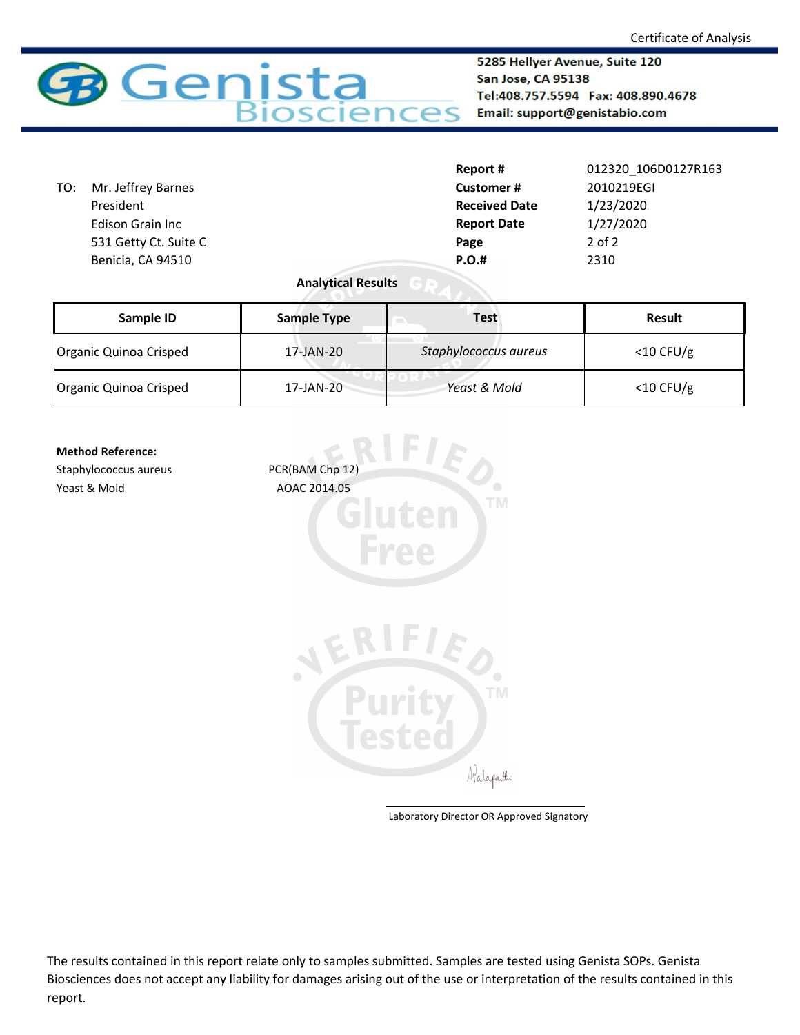Certificate of Analysis

**Genista Biosciences**

**5285 Hellyer Avenue, Suite 120**
**San Jose, CA 95138**
**Tel:408.757.5594 Fax: 408.890.4678**
**Email: support@genistabio.com**

TO: Mr. Jeffrey Barnes
President
Edison Grain Inc
531 Getty Ct. Suite C
Benicia, CA 94510

| | |
|---|---|
| **Report #** | 012320_106D0127R163 |
| **Customer #** | 2010219EGI |
| **Received Date** | 1/23/2020 |
| **Report Date** | 1/27/2020 |
| **Page** | 2 of 2 |
| **P.O.#** | 2310 |

**Analytical Results**

| Sample ID | Sample Type | Test | Result |
|---|---|---|---|
| Organic Quinoa Crisped | 17-JAN-20 | *Staphylococcus aureus* | <10 CFU/g |
| Organic Quinoa Crisped | 17-JAN-20 | *Yeast & Mold* | <10 CFU/g |

**Method Reference:**

| | |
|---|---|
| Staphylococcus aureus | PCR(BAM Chp 12) |
| Yeast & Mold | AOAC 2014.05 |

Laboratory Director OR Approved Signatory

The results contained in this report relate only to samples submitted. Samples are tested using Genista SOPs. Genista Biosciences does not accept any liability for damages arising out of the use or interpretation of the results contained in this report.